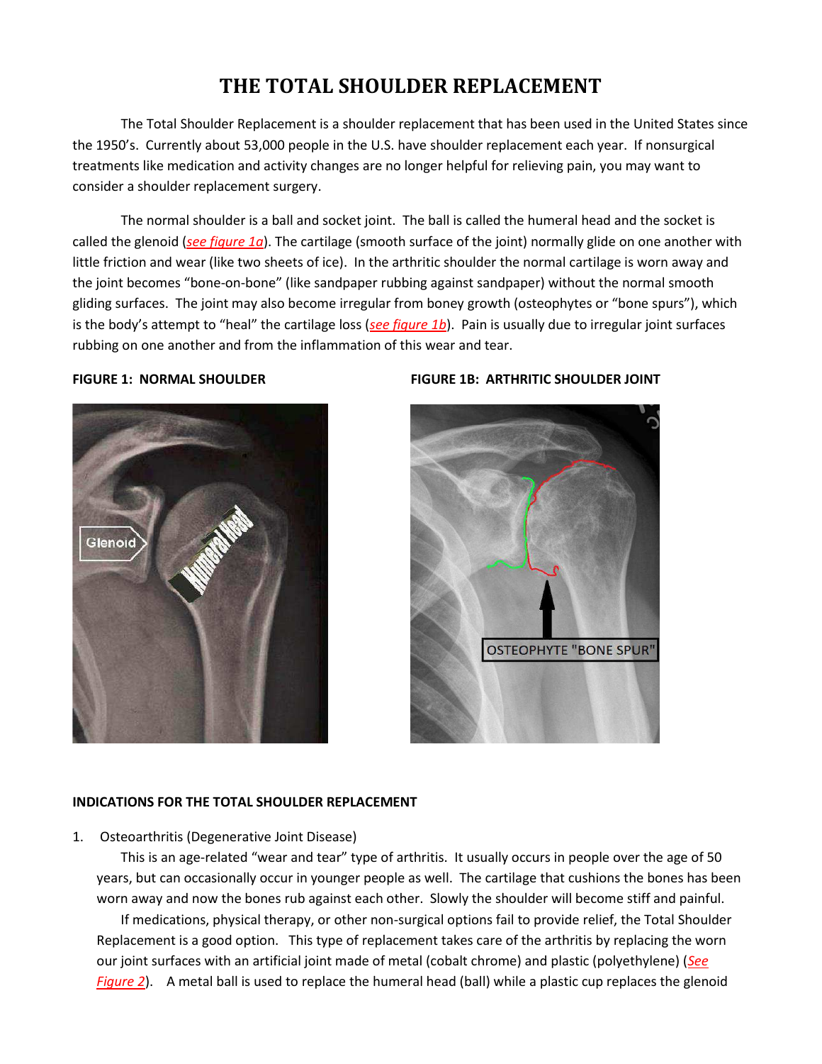# THE TOTAL SHOULDER REPLACEMENT

The Total Shoulder Replacement is a shoulder replacement that has been used in the United States since the 1950's. Currently about 53,000 people in the U.S. have shoulder replacement each year. If nonsurgical treatments like medication and activity changes are no longer helpful for relieving pain, you may want to consider a shoulder replacement surgery.

The normal shoulder is a ball and socket joint. The ball is called the humeral head and the socket is called the glenoid (*see figure 1a*). The cartilage (smooth surface of the joint) normally glide on one another with little friction and wear (like two sheets of ice). In the arthritic shoulder the normal cartilage is worn away and the joint becomes "bone-on-bone" (like sandpaper rubbing against sandpaper) without the normal smooth gliding surfaces. The joint may also become irregular from boney growth (osteophytes or "bone spurs"), which is the body's attempt to "heal" the cartilage loss (*see figure 1b*). Pain is usually due to irregular joint surfaces rubbing on one another and from the inflammation of this wear and tear.

**FIGURE 1: NORMAL SHOULDER**

**FIGURE 1B: ARTHRITIC SHOULDER JOINT**

**INDICATIONS FOR THE TOTAL SHOULDER REPLACEMENT**

1. Osteoarthritis (Degenerative Joint Disease)

   This is an age-related "wear and tear" type of arthritis. It usually occurs in people over the age of 50 years, but can occasionally occur in younger people as well. The cartilage that cushions the bones has been worn away and now the bones rub against each other. Slowly the shoulder will become stiff and painful.

   If medications, physical therapy, or other non-surgical options fail to provide relief, the Total Shoulder Replacement is a good option. This type of replacement takes care of the arthritis by replacing the worn our joint surfaces with an artificial joint made of metal (cobalt chrome) and plastic (polyethylene) (*See Figure 2*). A metal ball is used to replace the humeral head (ball) while a plastic cup replaces the glenoid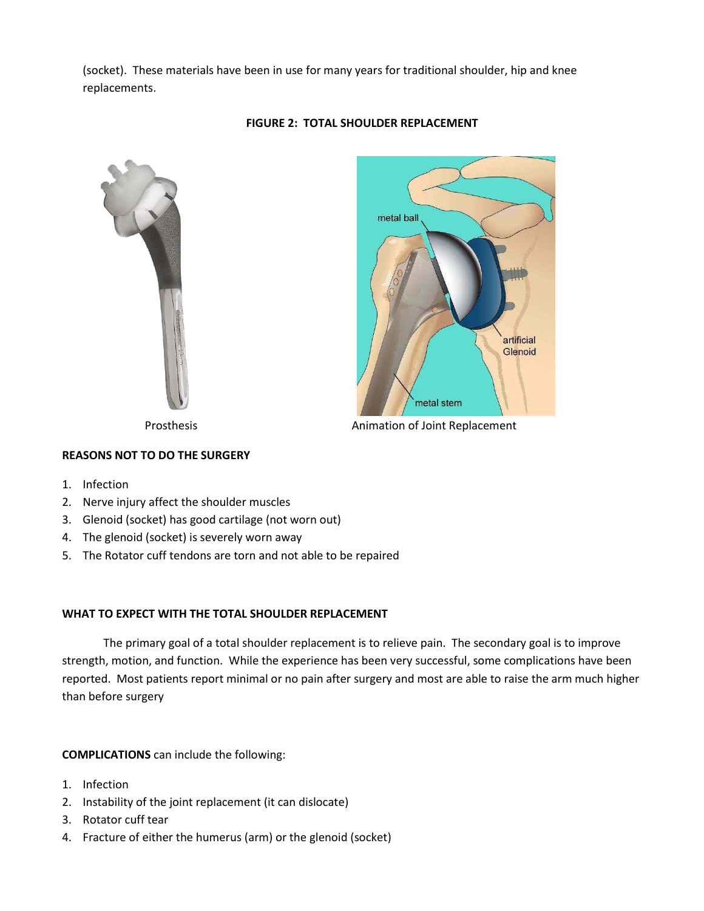(socket). These materials have been in use for many years for traditional shoulder, hip and knee replacements.

**FIGURE 2: TOTAL SHOULDER REPLACEMENT**

Prosthesis

Animation of Joint Replacement

**REASONS NOT TO DO THE SURGERY**

1. Infection
2. Nerve injury affect the shoulder muscles
3. Glenoid (socket) has good cartilage (not worn out)
4. The glenoid (socket) is severely worn away
5. The Rotator cuff tendons are torn and not able to be repaired

**WHAT TO EXPECT WITH THE TOTAL SHOULDER REPLACEMENT**

The primary goal of a total shoulder replacement is to relieve pain. The secondary goal is to improve strength, motion, and function. While the experience has been very successful, some complications have been reported. Most patients report minimal or no pain after surgery and most are able to raise the arm much higher than before surgery

**COMPLICATIONS** can include the following:

1. Infection
2. Instability of the joint replacement (it can dislocate)
3. Rotator cuff tear
4. Fracture of either the humerus (arm) or the glenoid (socket)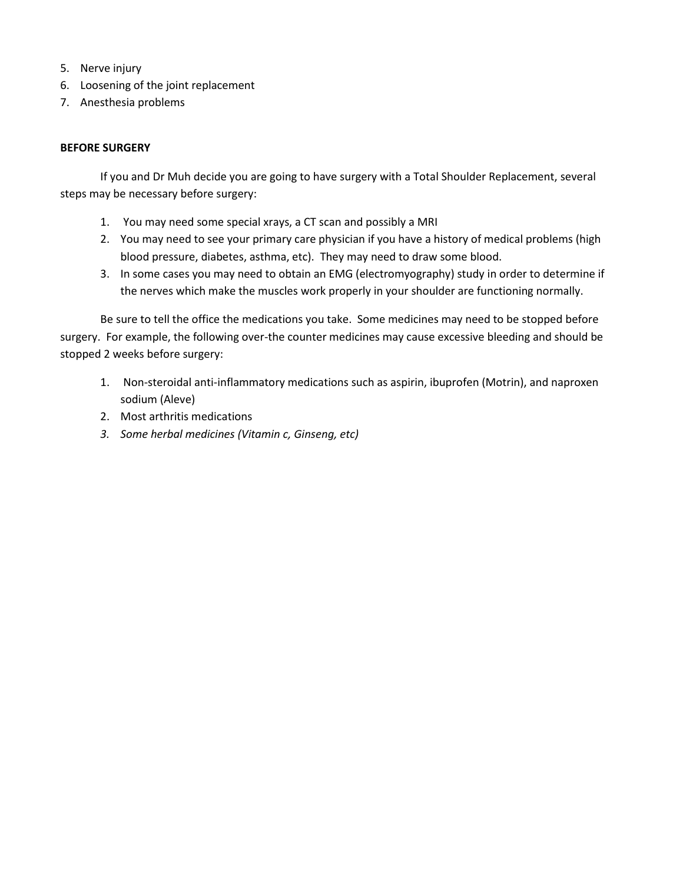5. Nerve injury
6. Loosening of the joint replacement
7. Anesthesia problems

**BEFORE SURGERY**

If you and Dr Muh decide you are going to have surgery with a Total Shoulder Replacement, several steps may be necessary before surgery:

1. You may need some special xrays, a CT scan and possibly a MRI
2. You may need to see your primary care physician if you have a history of medical problems (high blood pressure, diabetes, asthma, etc). They may need to draw some blood.
3. In some cases you may need to obtain an EMG (electromyography) study in order to determine if the nerves which make the muscles work properly in your shoulder are functioning normally.

Be sure to tell the office the medications you take. Some medicines may need to be stopped before surgery. For example, the following over-the counter medicines may cause excessive bleeding and should be stopped 2 weeks before surgery:

1. Non-steroidal anti-inflammatory medications such as aspirin, ibuprofen (Motrin), and naproxen sodium (Aleve)
2. Most arthritis medications
3. *Some herbal medicines (Vitamin c, Ginseng, etc)*